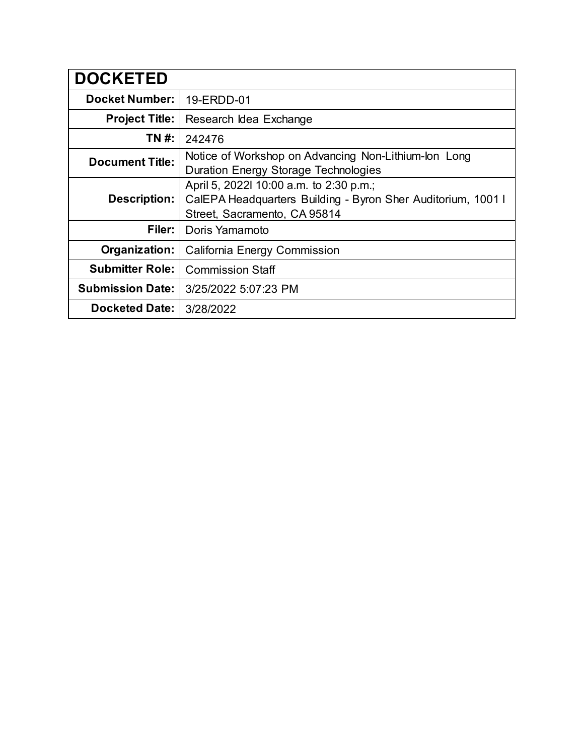| DOCKETED | |
|---|---|
| **Docket Number:** | 19-ERDD-01 |
| **Project Title:** | Research Idea Exchange |
| **TN #:** | 242476 |
| **Document Title:** | Notice of Workshop on Advancing Non-Lithium-Ion Long Duration Energy Storage Technologies |
| **Description:** | April 5, 2022l 10:00 a.m. to 2:30 p.m.; CalEPA Headquarters Building - Byron Sher Auditorium, 1001 I Street, Sacramento, CA 95814 |
| **Filer:** | Doris Yamamoto |
| **Organization:** | California Energy Commission |
| **Submitter Role:** | Commission Staff |
| **Submission Date:** | 3/25/2022 5:07:23 PM |
| **Docketed Date:** | 3/28/2022 |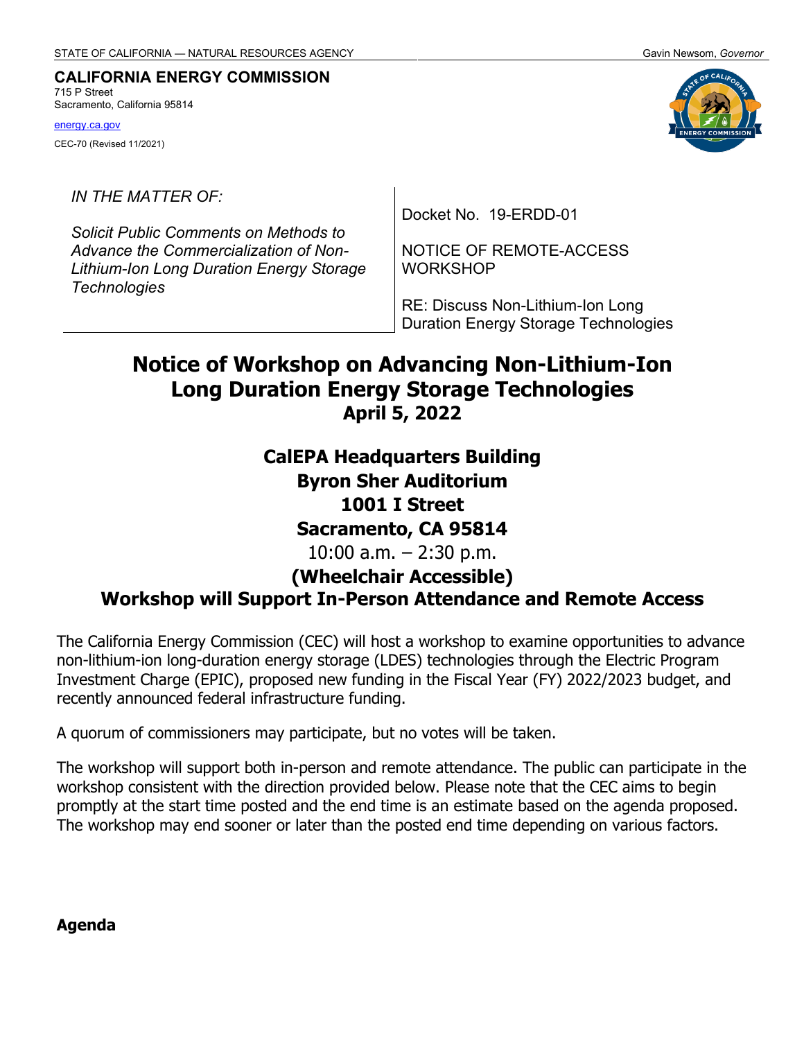STATE OF CALIFORNIA — NATURAL RESOURCES AGENCY

Gavin Newsom, *Governor*

**CALIFORNIA ENERGY COMMISSION**
715 P Street
Sacramento, California 95814

energy.ca.gov

CEC-70 (Revised 11/2021)

| *IN THE MATTER OF:* *Solicit Public Comments on Methods to Advance the Commercialization of Non-Lithium-Ion Long Duration Energy Storage Technologies* | Docket No. 19-ERDD-01 NOTICE OF REMOTE-ACCESS WORKSHOP RE: Discuss Non-Lithium-Ion Long Duration Energy Storage Technologies |
| --- | --- |

# Notice of Workshop on Advancing Non-Lithium-Ion Long Duration Energy Storage Technologies

**April 5, 2022**

**CalEPA Headquarters Building**
**Byron Sher Auditorium**
**1001 I Street**
**Sacramento, CA 95814**
10:00 a.m. – 2:30 p.m.
**(Wheelchair Accessible)**
**Workshop will Support In-Person Attendance and Remote Access**

The California Energy Commission (CEC) will host a workshop to examine opportunities to advance non-lithium-ion long-duration energy storage (LDES) technologies through the Electric Program Investment Charge (EPIC), proposed new funding in the Fiscal Year (FY) 2022/2023 budget, and recently announced federal infrastructure funding.

A quorum of commissioners may participate, but no votes will be taken.

The workshop will support both in-person and remote attendance. The public can participate in the workshop consistent with the direction provided below. Please note that the CEC aims to begin promptly at the start time posted and the end time is an estimate based on the agenda proposed. The workshop may end sooner or later than the posted end time depending on various factors.

## Agenda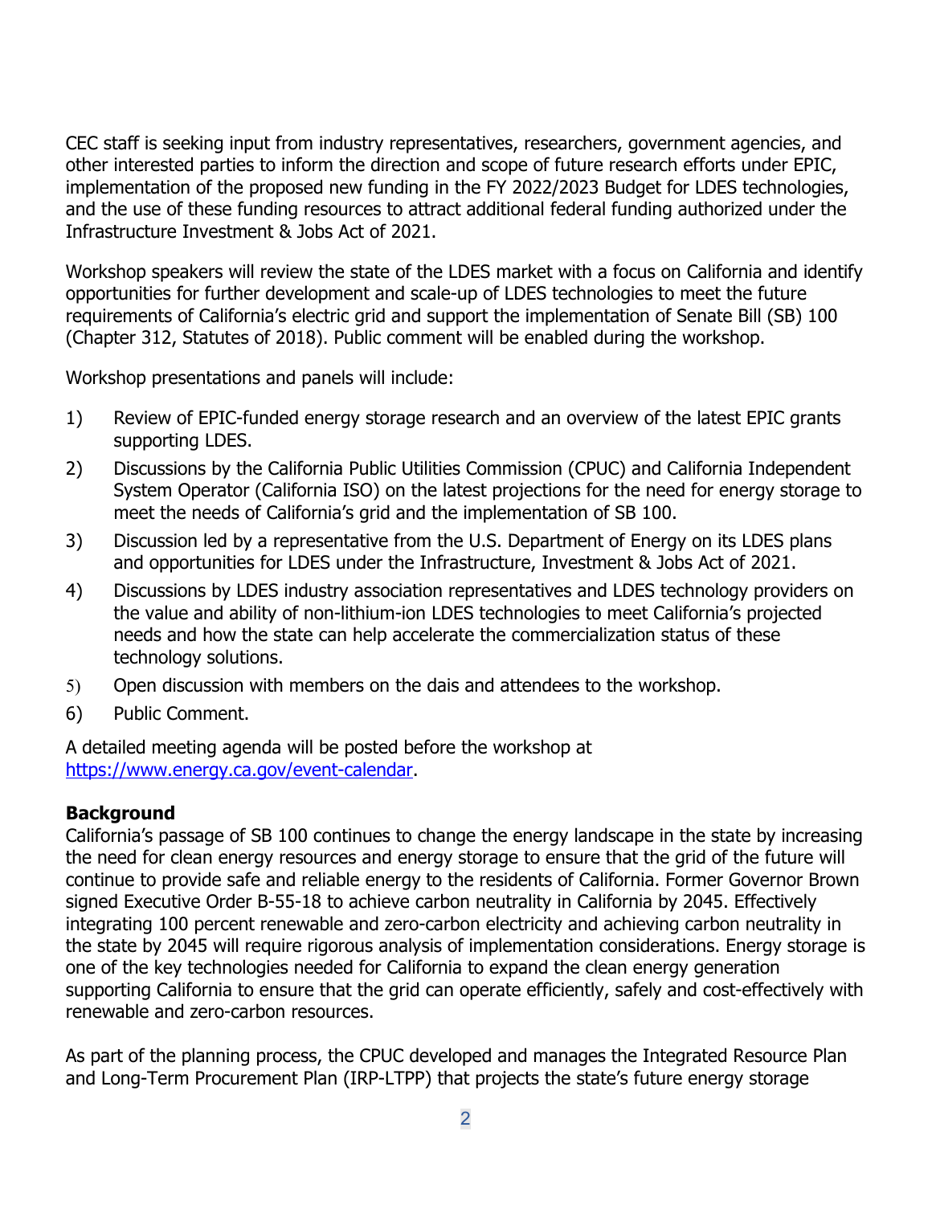CEC staff is seeking input from industry representatives, researchers, government agencies, and other interested parties to inform the direction and scope of future research efforts under EPIC, implementation of the proposed new funding in the FY 2022/2023 Budget for LDES technologies, and the use of these funding resources to attract additional federal funding authorized under the Infrastructure Investment & Jobs Act of 2021.

Workshop speakers will review the state of the LDES market with a focus on California and identify opportunities for further development and scale-up of LDES technologies to meet the future requirements of California's electric grid and support the implementation of Senate Bill (SB) 100 (Chapter 312, Statutes of 2018). Public comment will be enabled during the workshop.

Workshop presentations and panels will include:

1) Review of EPIC-funded energy storage research and an overview of the latest EPIC grants supporting LDES.
2) Discussions by the California Public Utilities Commission (CPUC) and California Independent System Operator (California ISO) on the latest projections for the need for energy storage to meet the needs of California's grid and the implementation of SB 100.
3) Discussion led by a representative from the U.S. Department of Energy on its LDES plans and opportunities for LDES under the Infrastructure, Investment & Jobs Act of 2021.
4) Discussions by LDES industry association representatives and LDES technology providers on the value and ability of non-lithium-ion LDES technologies to meet California's projected needs and how the state can help accelerate the commercialization status of these technology solutions.
5) Open discussion with members on the dais and attendees to the workshop.
6) Public Comment.

A detailed meeting agenda will be posted before the workshop at https://www.energy.ca.gov/event-calendar.

**Background**

California's passage of SB 100 continues to change the energy landscape in the state by increasing the need for clean energy resources and energy storage to ensure that the grid of the future will continue to provide safe and reliable energy to the residents of California. Former Governor Brown signed Executive Order B-55-18 to achieve carbon neutrality in California by 2045. Effectively integrating 100 percent renewable and zero-carbon electricity and achieving carbon neutrality in the state by 2045 will require rigorous analysis of implementation considerations. Energy storage is one of the key technologies needed for California to expand the clean energy generation supporting California to ensure that the grid can operate efficiently, safely and cost-effectively with renewable and zero-carbon resources.

As part of the planning process, the CPUC developed and manages the Integrated Resource Plan and Long-Term Procurement Plan (IRP-LTPP) that projects the state's future energy storage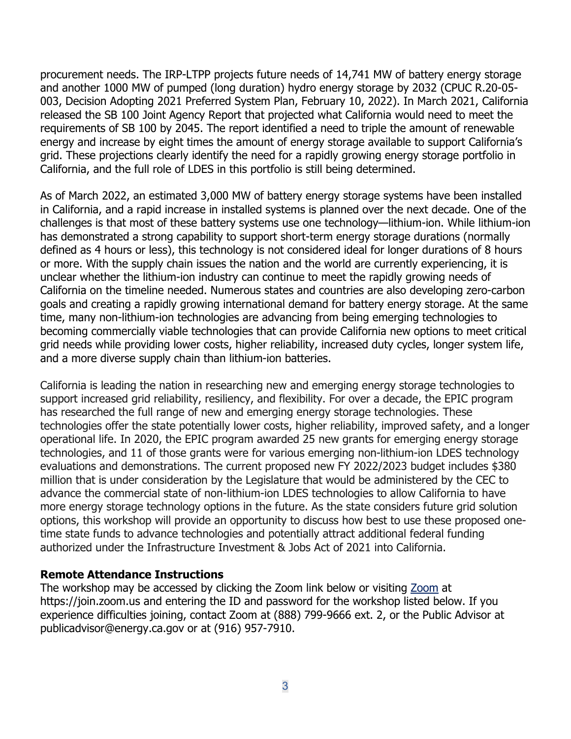procurement needs. The IRP-LTPP projects future needs of 14,741 MW of battery energy storage and another 1000 MW of pumped (long duration) hydro energy storage by 2032 (CPUC R.20-05-003, Decision Adopting 2021 Preferred System Plan, February 10, 2022). In March 2021, California released the SB 100 Joint Agency Report that projected what California would need to meet the requirements of SB 100 by 2045. The report identified a need to triple the amount of renewable energy and increase by eight times the amount of energy storage available to support California's grid. These projections clearly identify the need for a rapidly growing energy storage portfolio in California, and the full role of LDES in this portfolio is still being determined.

As of March 2022, an estimated 3,000 MW of battery energy storage systems have been installed in California, and a rapid increase in installed systems is planned over the next decade. One of the challenges is that most of these battery systems use one technology—lithium-ion. While lithium-ion has demonstrated a strong capability to support short-term energy storage durations (normally defined as 4 hours or less), this technology is not considered ideal for longer durations of 8 hours or more. With the supply chain issues the nation and the world are currently experiencing, it is unclear whether the lithium-ion industry can continue to meet the rapidly growing needs of California on the timeline needed. Numerous states and countries are also developing zero-carbon goals and creating a rapidly growing international demand for battery energy storage. At the same time, many non-lithium-ion technologies are advancing from being emerging technologies to becoming commercially viable technologies that can provide California new options to meet critical grid needs while providing lower costs, higher reliability, increased duty cycles, longer system life, and a more diverse supply chain than lithium-ion batteries.

California is leading the nation in researching new and emerging energy storage technologies to support increased grid reliability, resiliency, and flexibility. For over a decade, the EPIC program has researched the full range of new and emerging energy storage technologies. These technologies offer the state potentially lower costs, higher reliability, improved safety, and a longer operational life. In 2020, the EPIC program awarded 25 new grants for emerging energy storage technologies, and 11 of those grants were for various emerging non-lithium-ion LDES technology evaluations and demonstrations. The current proposed new FY 2022/2023 budget includes $380 million that is under consideration by the Legislature that would be administered by the CEC to advance the commercial state of non-lithium-ion LDES technologies to allow California to have more energy storage technology options in the future. As the state considers future grid solution options, this workshop will provide an opportunity to discuss how best to use these proposed one-time state funds to advance technologies and potentially attract additional federal funding authorized under the Infrastructure Investment & Jobs Act of 2021 into California.

**Remote Attendance Instructions**

The workshop may be accessed by clicking the Zoom link below or visiting Zoom at https://join.zoom.us and entering the ID and password for the workshop listed below. If you experience difficulties joining, contact Zoom at (888) 799-9666 ext. 2, or the Public Advisor at publicadvisor@energy.ca.gov or at (916) 957-7910.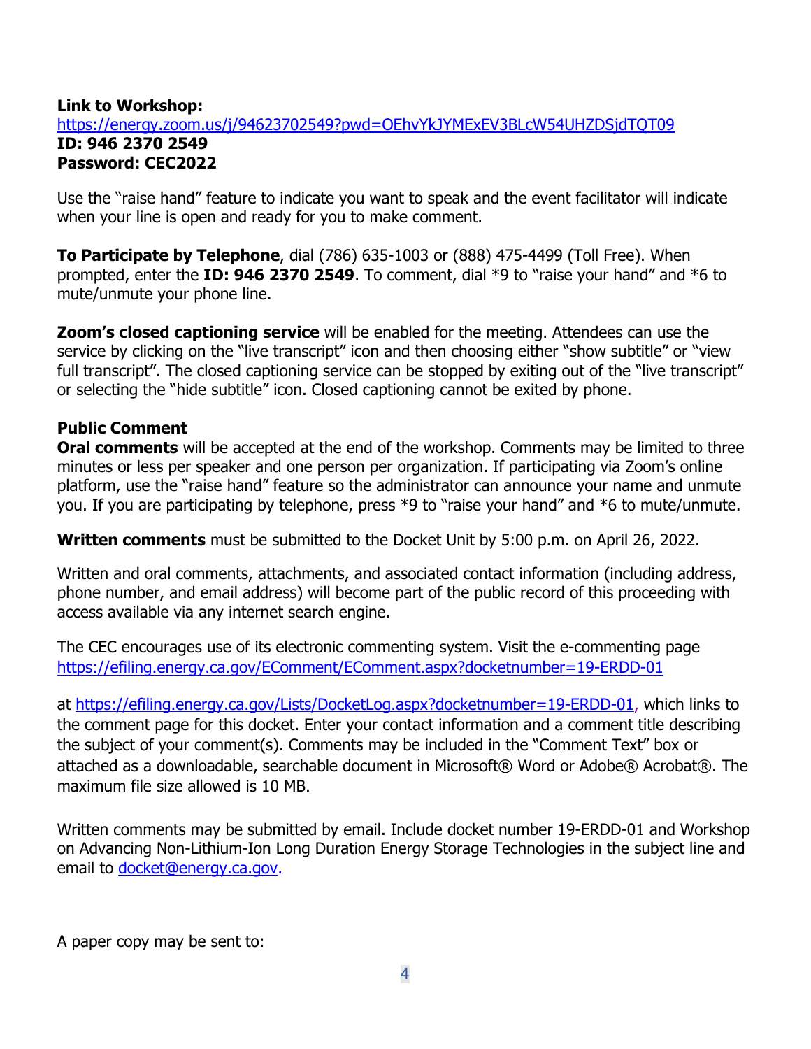**Link to Workshop:**
https://energy.zoom.us/j/94623702549?pwd=OEhvYkJYMExEV3BLcW54UHZDSjdTQT09
**ID: 946 2370 2549**
**Password: CEC2022**

Use the "raise hand" feature to indicate you want to speak and the event facilitator will indicate when your line is open and ready for you to make comment.

**To Participate by Telephone**, dial (786) 635-1003 or (888) 475-4499 (Toll Free). When prompted, enter the **ID: 946 2370 2549**. To comment, dial *9 to "raise your hand" and *6 to mute/unmute your phone line.

**Zoom's closed captioning service** will be enabled for the meeting. Attendees can use the service by clicking on the "live transcript" icon and then choosing either "show subtitle" or "view full transcript". The closed captioning service can be stopped by exiting out of the "live transcript" or selecting the "hide subtitle" icon. Closed captioning cannot be exited by phone.

**Public Comment**

**Oral comments** will be accepted at the end of the workshop. Comments may be limited to three minutes or less per speaker and one person per organization. If participating via Zoom's online platform, use the "raise hand" feature so the administrator can announce your name and unmute you. If you are participating by telephone, press *9 to "raise your hand" and *6 to mute/unmute.

**Written comments** must be submitted to the Docket Unit by 5:00 p.m. on April 26, 2022.

Written and oral comments, attachments, and associated contact information (including address, phone number, and email address) will become part of the public record of this proceeding with access available via any internet search engine.

The CEC encourages use of its electronic commenting system. Visit the e-commenting page https://efiling.energy.ca.gov/EComment/EComment.aspx?docketnumber=19-ERDD-01

at https://efiling.energy.ca.gov/Lists/DocketLog.aspx?docketnumber=19-ERDD-01, which links to the comment page for this docket. Enter your contact information and a comment title describing the subject of your comment(s). Comments may be included in the "Comment Text" box or attached as a downloadable, searchable document in Microsoft® Word or Adobe® Acrobat®. The maximum file size allowed is 10 MB.

Written comments may be submitted by email. Include docket number 19-ERDD-01 and Workshop on Advancing Non-Lithium-Ion Long Duration Energy Storage Technologies in the subject line and email to docket@energy.ca.gov.

A paper copy may be sent to: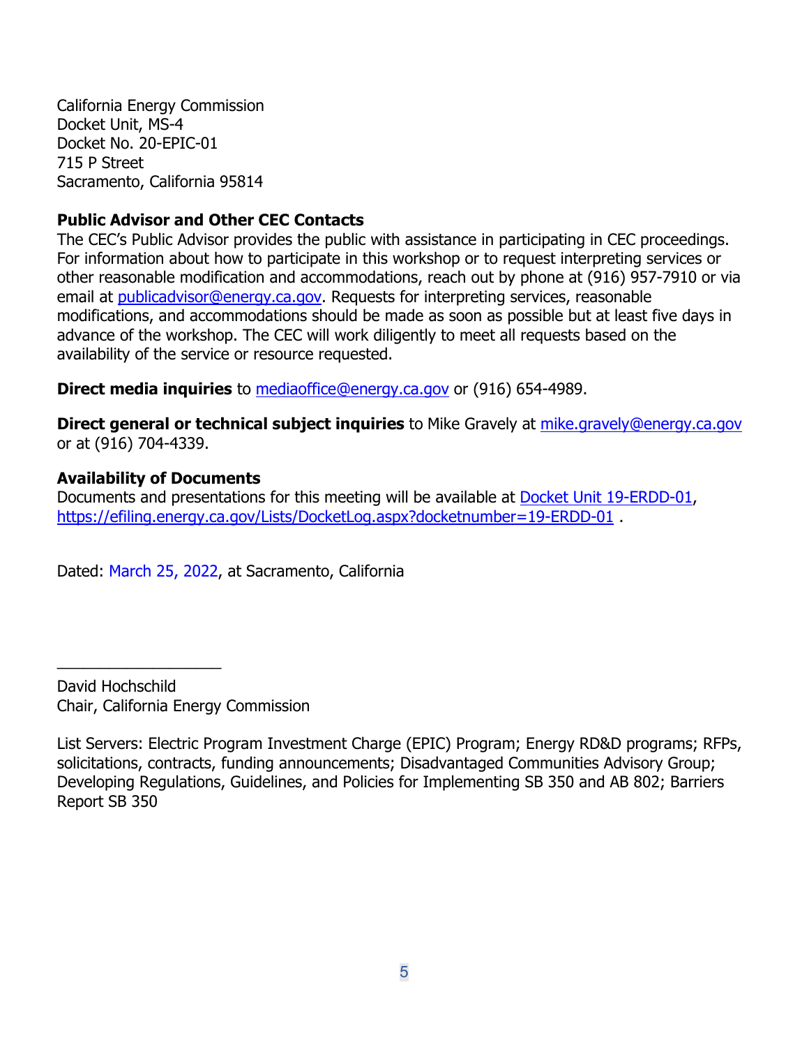California Energy Commission
Docket Unit, MS-4
Docket No. 20-EPIC-01
715 P Street
Sacramento, California 95814

**Public Advisor and Other CEC Contacts**
The CEC's Public Advisor provides the public with assistance in participating in CEC proceedings. For information about how to participate in this workshop or to request interpreting services or other reasonable modification and accommodations, reach out by phone at (916) 957-7910 or via email at publicadvisor@energy.ca.gov. Requests for interpreting services, reasonable modifications, and accommodations should be made as soon as possible but at least five days in advance of the workshop. The CEC will work diligently to meet all requests based on the availability of the service or resource requested.

**Direct media inquiries** to mediaoffice@energy.ca.gov or (916) 654-4989.

**Direct general or technical subject inquiries** to Mike Gravely at mike.gravely@energy.ca.gov or at (916) 704-4339.

**Availability of Documents**
Documents and presentations for this meeting will be available at Docket Unit 19-ERDD-01, https://efiling.energy.ca.gov/Lists/DocketLog.aspx?docketnumber=19-ERDD-01 .

Dated: March 25, 2022, at Sacramento, California

\_\_\_\_\_\_\_\_\_\_\_\_\_\_\_\_\_\_\_\_

David Hochschild
Chair, California Energy Commission

List Servers: Electric Program Investment Charge (EPIC) Program; Energy RD&D programs; RFPs, solicitations, contracts, funding announcements; Disadvantaged Communities Advisory Group; Developing Regulations, Guidelines, and Policies for Implementing SB 350 and AB 802; Barriers Report SB 350